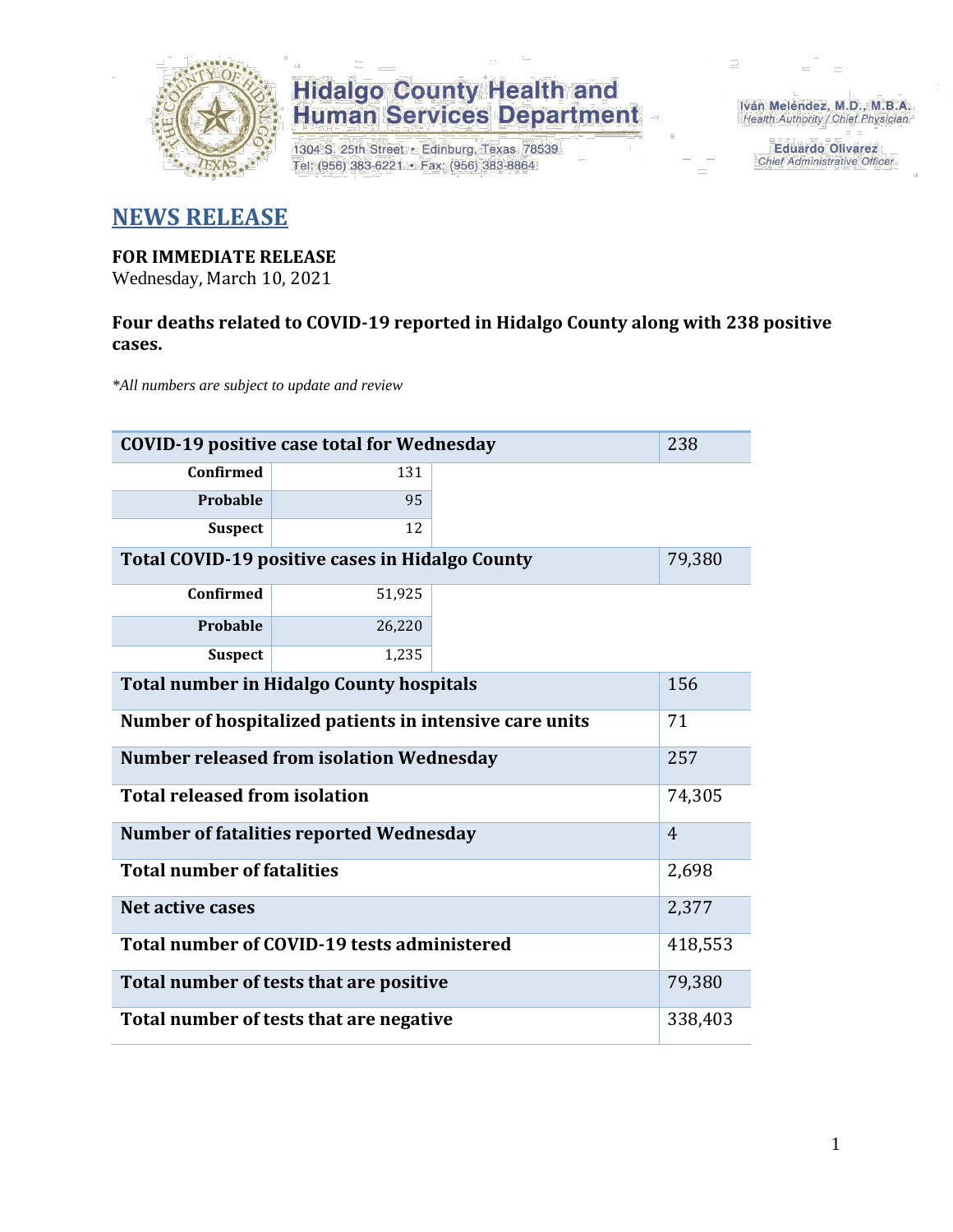Hidalgo County Health and Human Services Department

1304 S. 25th Street • Edinburg, Texas 78539
Tel: (956) 383-6221 • Fax: (956) 383-8864

Iván Meléndez, M.D., M.B.A.
*Health Authority / Chief Physician*

Eduardo Olivarez
*Chief Administrative Officer*

# NEWS RELEASE

**FOR IMMEDIATE RELEASE**
Wednesday, March 10, 2021

**Four deaths related to COVID-19 reported in Hidalgo County along with 238 positive cases.**

*\*All numbers are subject to update and review*

| COVID-19 positive case total for Wednesday | | 238 |
|---|---|---|
| Confirmed | 131 | |
| Probable | 95 | |
| Suspect | 12 | |
| **Total COVID-19 positive cases in Hidalgo County** | | 79,380 |
| Confirmed | 51,925 | |
| Probable | 26,220 | |
| Suspect | 1,235 | |
| **Total number in Hidalgo County hospitals** | | 156 |
| **Number of hospitalized patients in intensive care units** | | 71 |
| **Number released from isolation Wednesday** | | 257 |
| **Total released from isolation** | | 74,305 |
| **Number of fatalities reported Wednesday** | | 4 |
| **Total number of fatalities** | | 2,698 |
| **Net active cases** | | 2,377 |
| **Total number of COVID-19 tests administered** | | 418,553 |
| **Total number of tests that are positive** | | 79,380 |
| **Total number of tests that are negative** | | 338,403 |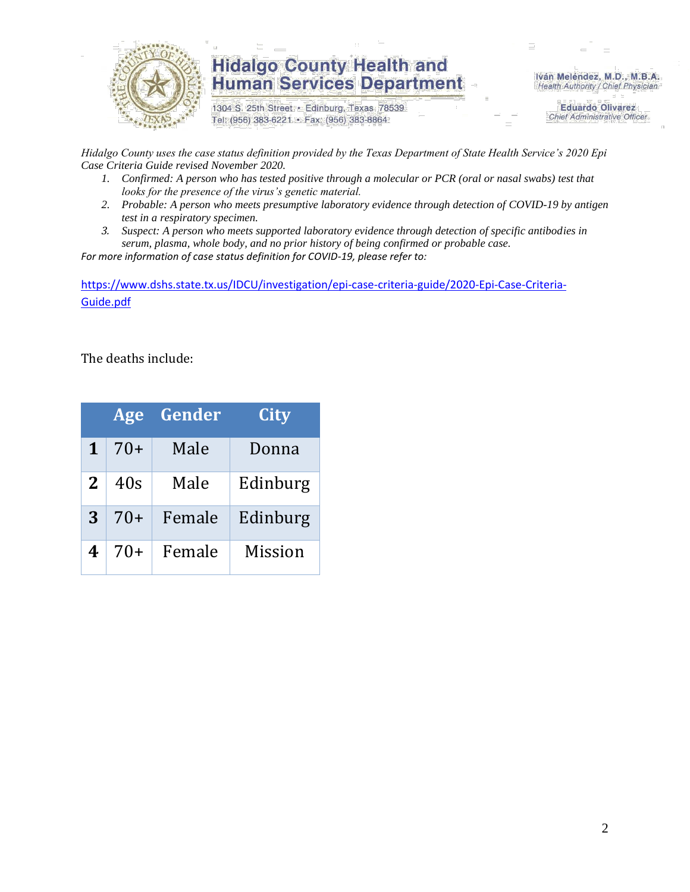*Hidalgo County uses the case status definition provided by the Texas Department of State Health Service's 2020 Epi Case Criteria Guide revised November 2020.*

1. *Confirmed: A person who has tested positive through a molecular or PCR (oral or nasal swabs) test that looks for the presence of the virus's genetic material.*
2. *Probable: A person who meets presumptive laboratory evidence through detection of COVID-19 by antigen test in a respiratory specimen.*
3. *Suspect: A person who meets supported laboratory evidence through detection of specific antibodies in serum, plasma, whole body, and no prior history of being confirmed or probable case.*

*For more information of case status definition for COVID-19, please refer to:*

https://www.dshs.state.tx.us/IDCU/investigation/epi-case-criteria-guide/2020-Epi-Case-Criteria-Guide.pdf

The deaths include:

| | Age | Gender | City |
|---|---|---|---|
| **1** | 70+ | Male | Donna |
| **2** | 40s | Male | Edinburg |
| **3** | 70+ | Female | Edinburg |
| **4** | 70+ | Female | Mission |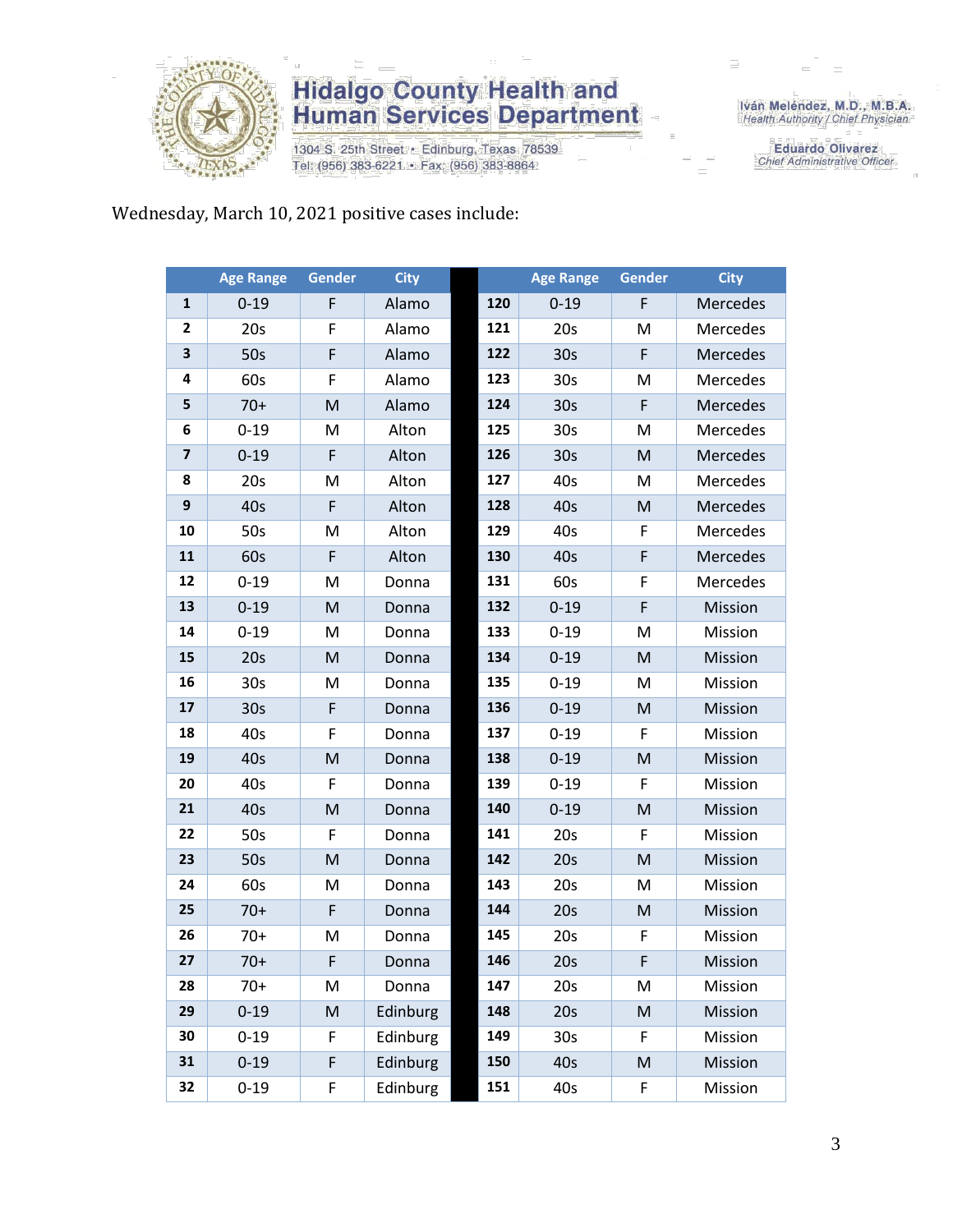Wednesday, March 10, 2021 positive cases include:

| | Age Range | Gender | City |
|---|---|---|---|
| **1** | 0-19 | F | Alamo |
| **2** | 20s | F | Alamo |
| **3** | 50s | F | Alamo |
| **4** | 60s | F | Alamo |
| **5** | 70+ | M | Alamo |
| **6** | 0-19 | M | Alton |
| **7** | 0-19 | F | Alton |
| **8** | 20s | M | Alton |
| **9** | 40s | F | Alton |
| **10** | 50s | M | Alton |
| **11** | 60s | F | Alton |
| **12** | 0-19 | M | Donna |
| **13** | 0-19 | M | Donna |
| **14** | 0-19 | M | Donna |
| **15** | 20s | M | Donna |
| **16** | 30s | M | Donna |
| **17** | 30s | F | Donna |
| **18** | 40s | F | Donna |
| **19** | 40s | M | Donna |
| **20** | 40s | F | Donna |
| **21** | 40s | M | Donna |
| **22** | 50s | F | Donna |
| **23** | 50s | M | Donna |
| **24** | 60s | M | Donna |
| **25** | 70+ | F | Donna |
| **26** | 70+ | M | Donna |
| **27** | 70+ | F | Donna |
| **28** | 70+ | M | Donna |
| **29** | 0-19 | M | Edinburg |
| **30** | 0-19 | F | Edinburg |
| **31** | 0-19 | F | Edinburg |
| **32** | 0-19 | F | Edinburg |
| **120** | 0-19 | F | Mercedes |
| **121** | 20s | M | Mercedes |
| **122** | 30s | F | Mercedes |
| **123** | 30s | M | Mercedes |
| **124** | 30s | F | Mercedes |
| **125** | 30s | M | Mercedes |
| **126** | 30s | M | Mercedes |
| **127** | 40s | M | Mercedes |
| **128** | 40s | M | Mercedes |
| **129** | 40s | F | Mercedes |
| **130** | 40s | F | Mercedes |
| **131** | 60s | F | Mercedes |
| **132** | 0-19 | F | Mission |
| **133** | 0-19 | M | Mission |
| **134** | 0-19 | M | Mission |
| **135** | 0-19 | M | Mission |
| **136** | 0-19 | M | Mission |
| **137** | 0-19 | F | Mission |
| **138** | 0-19 | M | Mission |
| **139** | 0-19 | F | Mission |
| **140** | 0-19 | M | Mission |
| **141** | 20s | F | Mission |
| **142** | 20s | M | Mission |
| **143** | 20s | M | Mission |
| **144** | 20s | M | Mission |
| **145** | 20s | F | Mission |
| **146** | 20s | F | Mission |
| **147** | 20s | M | Mission |
| **148** | 20s | M | Mission |
| **149** | 30s | F | Mission |
| **150** | 40s | M | Mission |
| **151** | 40s | F | Mission |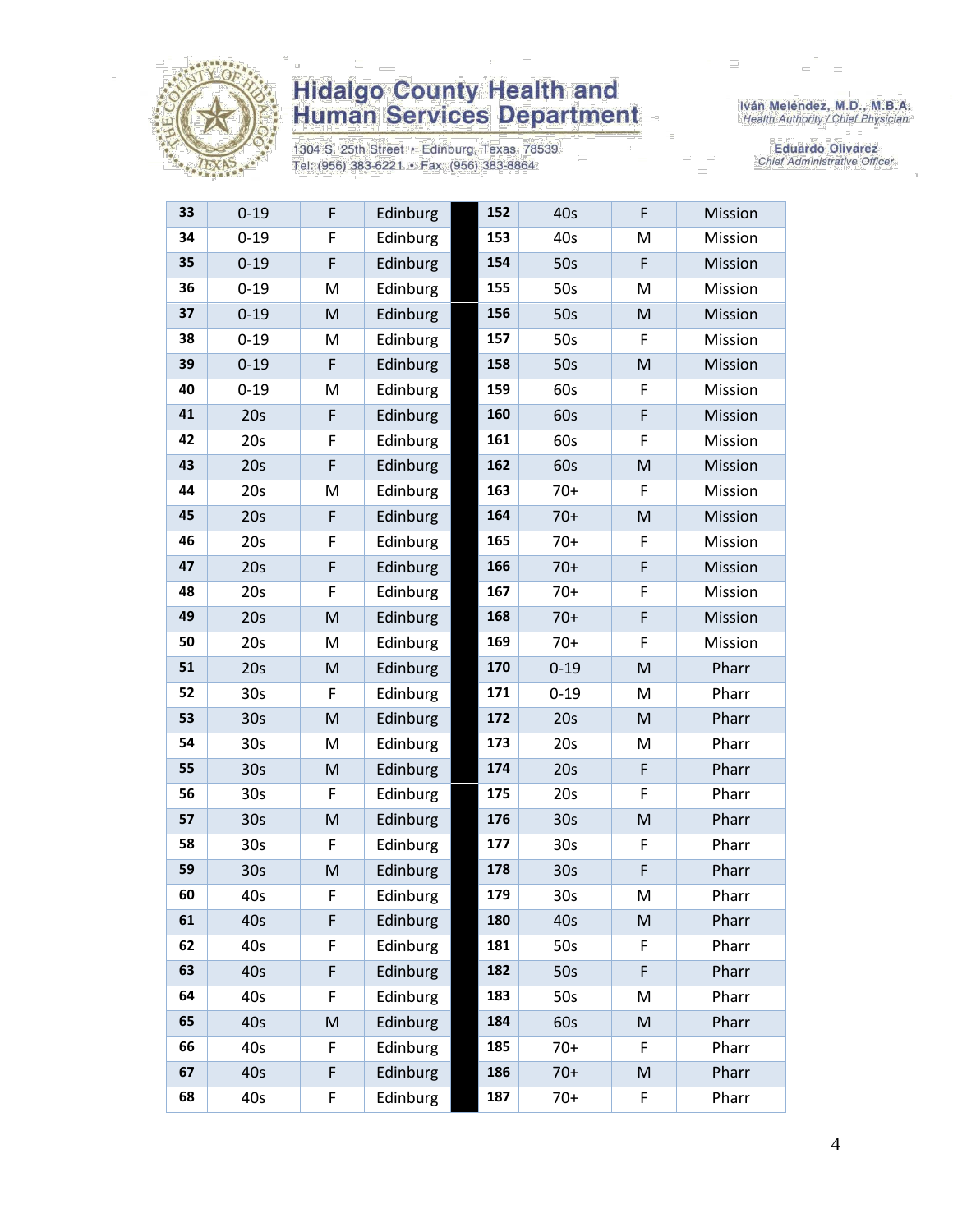| 33 | 0-19 | F | Edinburg | | 152 | 40s | F | Mission |
|---|---|---|---|---|---|---|---|---|
| 34 | 0-19 | F | Edinburg | | 153 | 40s | M | Mission |
| 35 | 0-19 | F | Edinburg | | 154 | 50s | F | Mission |
| 36 | 0-19 | M | Edinburg | | 155 | 50s | M | Mission |
| 37 | 0-19 | M | Edinburg | | 156 | 50s | M | Mission |
| 38 | 0-19 | M | Edinburg | | 157 | 50s | F | Mission |
| 39 | 0-19 | F | Edinburg | | 158 | 50s | M | Mission |
| 40 | 0-19 | M | Edinburg | | 159 | 60s | F | Mission |
| 41 | 20s | F | Edinburg | | 160 | 60s | F | Mission |
| 42 | 20s | F | Edinburg | | 161 | 60s | F | Mission |
| 43 | 20s | F | Edinburg | | 162 | 60s | M | Mission |
| 44 | 20s | M | Edinburg | | 163 | 70+ | F | Mission |
| 45 | 20s | F | Edinburg | | 164 | 70+ | M | Mission |
| 46 | 20s | F | Edinburg | | 165 | 70+ | F | Mission |
| 47 | 20s | F | Edinburg | | 166 | 70+ | F | Mission |
| 48 | 20s | F | Edinburg | | 167 | 70+ | F | Mission |
| 49 | 20s | M | Edinburg | | 168 | 70+ | F | Mission |
| 50 | 20s | M | Edinburg | | 169 | 70+ | F | Mission |
| 51 | 20s | M | Edinburg | | 170 | 0-19 | M | Pharr |
| 52 | 30s | F | Edinburg | | 171 | 0-19 | M | Pharr |
| 53 | 30s | M | Edinburg | | 172 | 20s | M | Pharr |
| 54 | 30s | M | Edinburg | | 173 | 20s | M | Pharr |
| 55 | 30s | M | Edinburg | | 174 | 20s | F | Pharr |
| 56 | 30s | F | Edinburg | | 175 | 20s | F | Pharr |
| 57 | 30s | M | Edinburg | | 176 | 30s | M | Pharr |
| 58 | 30s | F | Edinburg | | 177 | 30s | F | Pharr |
| 59 | 30s | M | Edinburg | | 178 | 30s | F | Pharr |
| 60 | 40s | F | Edinburg | | 179 | 30s | M | Pharr |
| 61 | 40s | F | Edinburg | | 180 | 40s | M | Pharr |
| 62 | 40s | F | Edinburg | | 181 | 50s | F | Pharr |
| 63 | 40s | F | Edinburg | | 182 | 50s | F | Pharr |
| 64 | 40s | F | Edinburg | | 183 | 50s | M | Pharr |
| 65 | 40s | M | Edinburg | | 184 | 60s | M | Pharr |
| 66 | 40s | F | Edinburg | | 185 | 70+ | F | Pharr |
| 67 | 40s | F | Edinburg | | 186 | 70+ | M | Pharr |
| 68 | 40s | F | Edinburg | | 187 | 70+ | F | Pharr |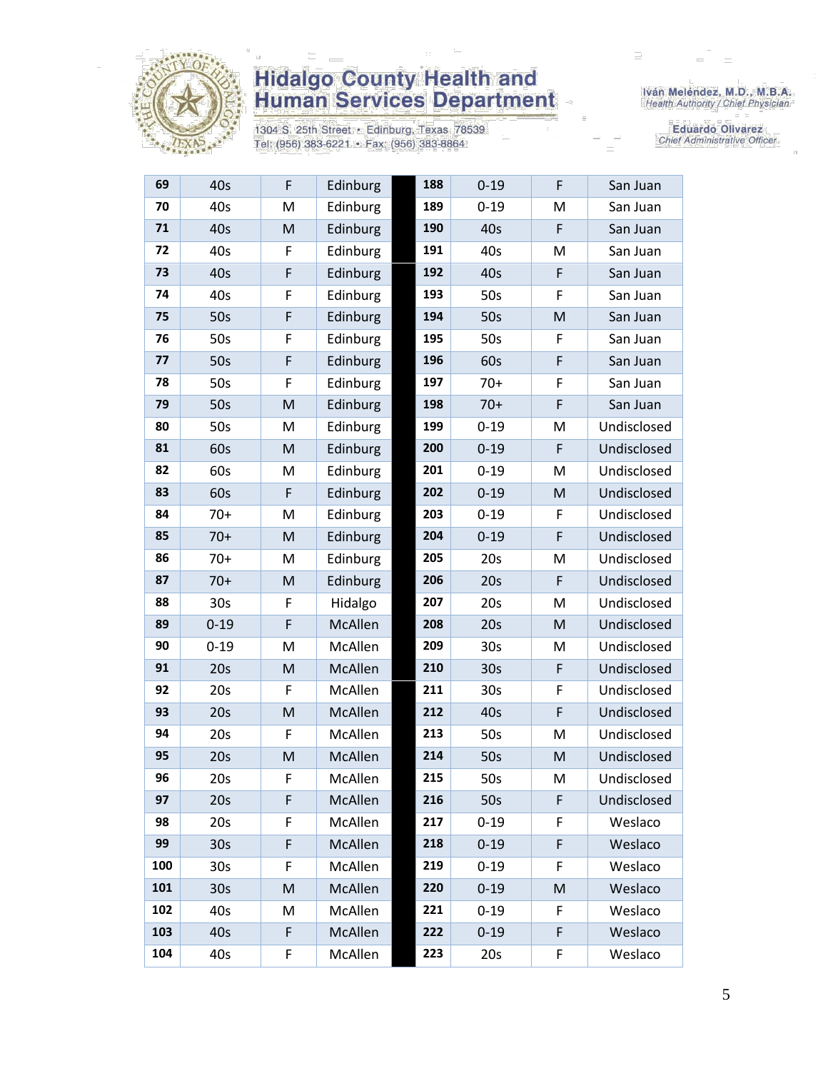| 69 | 40s | F | Edinburg | | 188 | 0-19 | F | San Juan |
|---|---|---|---|---|---|---|---|---|
| 70 | 40s | M | Edinburg | | 189 | 0-19 | M | San Juan |
| 71 | 40s | M | Edinburg | | 190 | 40s | F | San Juan |
| 72 | 40s | F | Edinburg | | 191 | 40s | M | San Juan |
| 73 | 40s | F | Edinburg | | 192 | 40s | F | San Juan |
| 74 | 40s | F | Edinburg | | 193 | 50s | F | San Juan |
| 75 | 50s | F | Edinburg | | 194 | 50s | M | San Juan |
| 76 | 50s | F | Edinburg | | 195 | 50s | F | San Juan |
| 77 | 50s | F | Edinburg | | 196 | 60s | F | San Juan |
| 78 | 50s | F | Edinburg | | 197 | 70+ | F | San Juan |
| 79 | 50s | M | Edinburg | | 198 | 70+ | F | San Juan |
| 80 | 50s | M | Edinburg | | 199 | 0-19 | M | Undisclosed |
| 81 | 60s | M | Edinburg | | 200 | 0-19 | F | Undisclosed |
| 82 | 60s | M | Edinburg | | 201 | 0-19 | M | Undisclosed |
| 83 | 60s | F | Edinburg | | 202 | 0-19 | M | Undisclosed |
| 84 | 70+ | M | Edinburg | | 203 | 0-19 | F | Undisclosed |
| 85 | 70+ | M | Edinburg | | 204 | 0-19 | F | Undisclosed |
| 86 | 70+ | M | Edinburg | | 205 | 20s | M | Undisclosed |
| 87 | 70+ | M | Edinburg | | 206 | 20s | F | Undisclosed |
| 88 | 30s | F | Hidalgo | | 207 | 20s | M | Undisclosed |
| 89 | 0-19 | F | McAllen | | 208 | 20s | M | Undisclosed |
| 90 | 0-19 | M | McAllen | | 209 | 30s | M | Undisclosed |
| 91 | 20s | M | McAllen | | 210 | 30s | F | Undisclosed |
| 92 | 20s | F | McAllen | | 211 | 30s | F | Undisclosed |
| 93 | 20s | M | McAllen | | 212 | 40s | F | Undisclosed |
| 94 | 20s | F | McAllen | | 213 | 50s | M | Undisclosed |
| 95 | 20s | M | McAllen | | 214 | 50s | M | Undisclosed |
| 96 | 20s | F | McAllen | | 215 | 50s | M | Undisclosed |
| 97 | 20s | F | McAllen | | 216 | 50s | F | Undisclosed |
| 98 | 20s | F | McAllen | | 217 | 0-19 | F | Weslaco |
| 99 | 30s | F | McAllen | | 218 | 0-19 | F | Weslaco |
| 100 | 30s | F | McAllen | | 219 | 0-19 | F | Weslaco |
| 101 | 30s | M | McAllen | | 220 | 0-19 | M | Weslaco |
| 102 | 40s | M | McAllen | | 221 | 0-19 | F | Weslaco |
| 103 | 40s | F | McAllen | | 222 | 0-19 | F | Weslaco |
| 104 | 40s | F | McAllen | | 223 | 20s | F | Weslaco |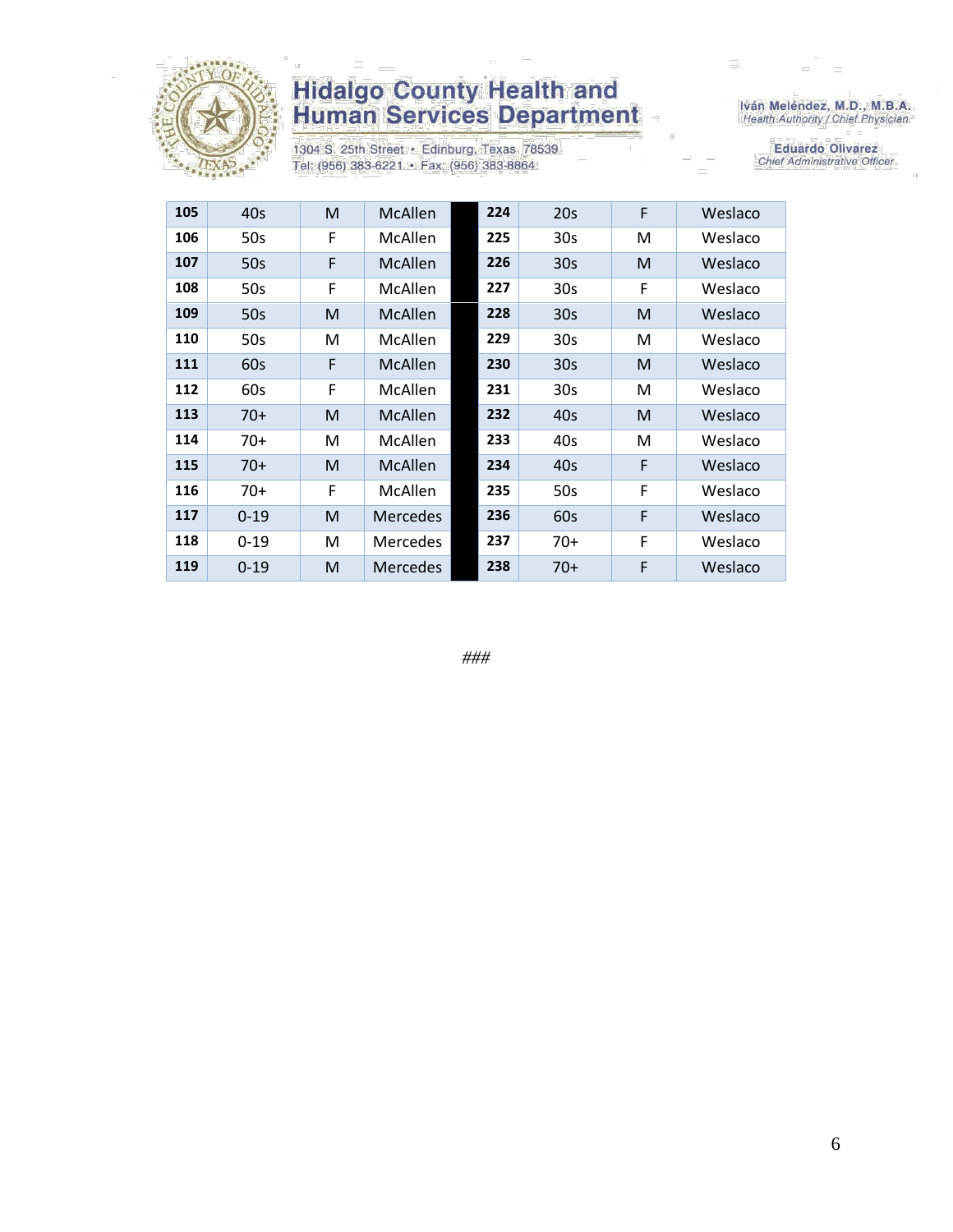| | | | | | | | | |
|---|---|---|---|---|---|---|---|---|
| **105** | 40s | M | McAllen | | **224** | 20s | F | Weslaco |
| **106** | 50s | F | McAllen | | **225** | 30s | M | Weslaco |
| **107** | 50s | F | McAllen | | **226** | 30s | M | Weslaco |
| **108** | 50s | F | McAllen | | **227** | 30s | F | Weslaco |
| **109** | 50s | M | McAllen | | **228** | 30s | M | Weslaco |
| **110** | 50s | M | McAllen | | **229** | 30s | M | Weslaco |
| **111** | 60s | F | McAllen | | **230** | 30s | M | Weslaco |
| **112** | 60s | F | McAllen | | **231** | 30s | M | Weslaco |
| **113** | 70+ | M | McAllen | | **232** | 40s | M | Weslaco |
| **114** | 70+ | M | McAllen | | **233** | 40s | M | Weslaco |
| **115** | 70+ | M | McAllen | | **234** | 40s | F | Weslaco |
| **116** | 70+ | F | McAllen | | **235** | 50s | F | Weslaco |
| **117** | 0-19 | M | Mercedes | | **236** | 60s | F | Weslaco |
| **118** | 0-19 | M | Mercedes | | **237** | 70+ | F | Weslaco |
| **119** | 0-19 | M | Mercedes | | **238** | 70+ | F | Weslaco |

###